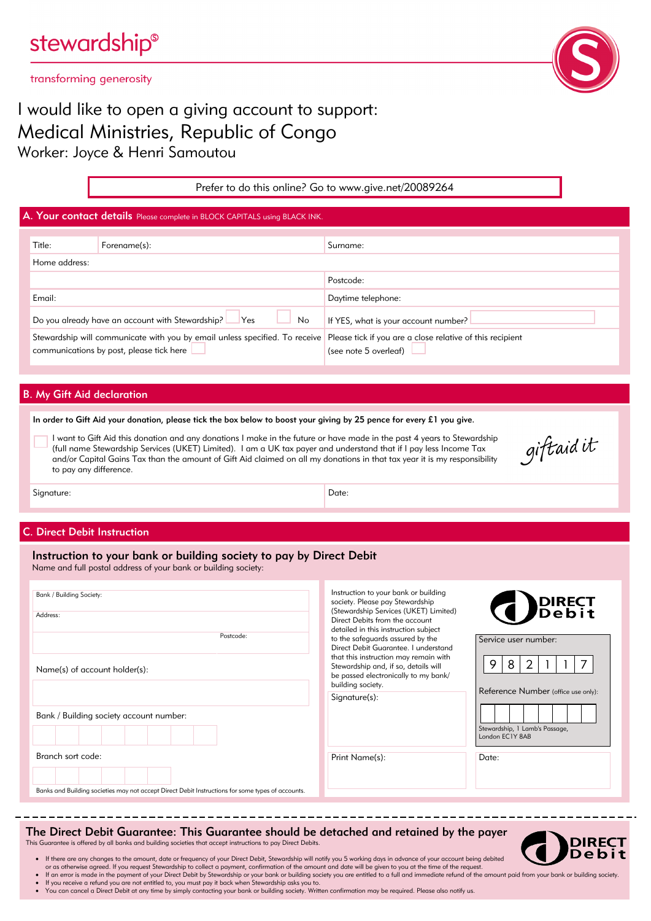stewardship®

transforming generosity

# I would like to open a giving account to support:

## Medical Ministries, Republic of Congo

Worker: Joyce & Henri Samoutou

Prefer to do this online? Go to www.give.net/20089264

## A. Your contact details

Please complete in BLOCK CAPITALS using BLACK INK.

| Title: | Forename(s): | Surname: |
|---|---|---|
| Home address: | | |
| | | Postcode: |
| Email: | | Daytime telephone: |
| Do you already have an account with Stewardship? ☐ Yes ☐ No | | If YES, what is your account number? |
| Stewardship will communicate with you by email unless specified. To receive communications by post, please tick here ☐ | | Please tick if you are a close relative of this recipient (see note 5 overleaf) ☐ |

## B. My Gift Aid declaration

**In order to Gift Aid your donation, please tick the box below to boost your giving by 25 pence for every £1 you give.**

☐ I want to Gift Aid this donation and any donations I make in the future or have made in the past 4 years to Stewardship (full name Stewardship Services (UKET) Limited). I am a UK tax payer and understand that if I pay less Income Tax and/or Capital Gains Tax than the amount of Gift Aid claimed on all my donations in that tax year it is my responsibility to pay any difference.

giftaid it

| Signature: | Date: |
|---|---|

## C. Direct Debit Instruction

### Instruction to your bank or building society to pay by Direct Debit

Name and full postal address of your bank or building society:

Bank / Building Society:

Address:

Postcode:

Name(s) of account holder(s):

Bank / Building society account number:

Branch sort code:

Banks and Building societies may not accept Direct Debit Instructions for some types of accounts.

Instruction to your bank or building society. Please pay Stewardship (Stewardship Services (UKET) Limited) Direct Debits from the account detailed in this instruction subject to the safeguards assured by the Direct Debit Guarantee. I understand that this instruction may remain with Stewardship and, if so, details will be passed electronically to my bank/ building society.

DIRECT Debit

Service user number: 9 8 2 1 1 7

Reference Number (office use only):

Stewardship, 1 Lamb's Passage, London EC1Y 8AB

Signature(s):

Print Name(s):

Date:

## The Direct Debit Guarantee: This Guarantee should be detached and retained by the payer

This Guarantee is offered by all banks and building societies that accept instructions to pay Direct Debits.

- If there are any changes to the amount, date or frequency of your Direct Debit, Stewardship will notify you 5 working days in advance of your account being debited or as otherwise agreed. If you request Stewardship to collect a payment, confirmation of the amount and date will be given to you at the time of the request.
- If an error is made in the payment of your Direct Debit by Stewardship or your bank or building society you are entitled to a full and immediate refund of the amount paid from your bank or building society.
- If you receive a refund you are not entitled to, you must pay it back when Stewardship asks you to.
- You can cancel a Direct Debit at any time by simply contacting your bank or building society. Written confirmation may be required. Please also notify us.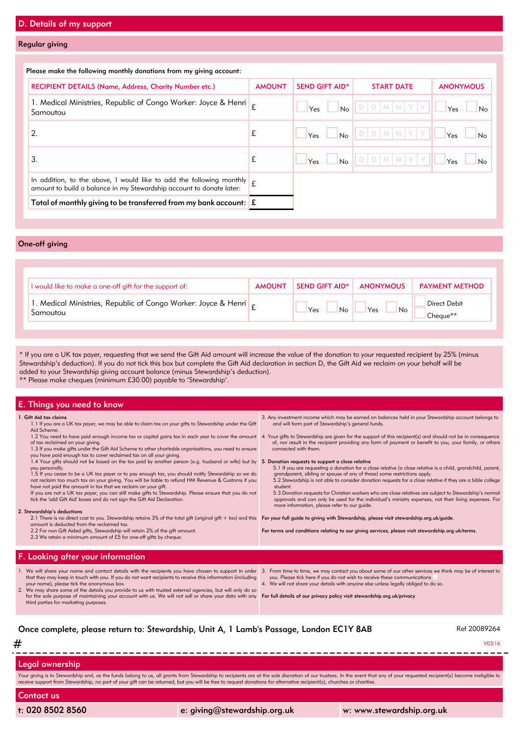## D. Details of my support

### Regular giving

Please make the following monthly donations from my giving account:

| RECIPIENT DETAILS (Name, Address, Charity Number etc.) | AMOUNT | SEND GIFT AID* | START DATE | ANONYMOUS |
|---|---|---|---|---|
| 1. Medical Ministries, Republic of Congo Worker: Joyce & Henri Samoutou | £ | Yes No | D D M M Y Y | Yes No |
| 2. | £ | Yes No | D D M M Y Y | Yes No |
| 3. | £ | Yes No | D D M M Y Y | Yes No |
| In addition, to the above, I would like to add the following monthly amount to build a balance in my Stewardship account to donate later: | £ | | | |
| **Total of monthly giving to be transferred from my bank account:** | **£** | | | |

### One-off giving

| I would like to make a one-off gift for the support of: | AMOUNT | SEND GIFT AID* | ANONYMOUS | PAYMENT METHOD |
|---|---|---|---|---|
| 1. Medical Ministries, Republic of Congo Worker: Joyce & Henri Samoutou | £ | Yes No | Yes No | Direct Debit / Cheque** |

* If you are a UK tax payer, requesting that we send the Gift Aid amount will increase the value of the donation to your requested recipient by 25% (minus Stewardship's deduction). If you do not tick this box but complete the Gift Aid declaration in section D, the Gift Aid we reclaim on your behalf will be added to your Stewardship giving account balance (minus Stewardship's deduction).
** Please make cheques (minimum £30.00) payable to 'Stewardship'.

## E. Things you need to know

**1. Gift Aid tax claims**

1.1 If you are a UK tax payer, we may be able to claim tax on your gifts to Stewardship under the Gift Aid Scheme.

1.2 You need to have paid enough income tax or capital gains tax in each year to cover the amount of tax reclaimed on your giving.

1.3 If you make gifts under the Gift Aid Scheme to other charitable organisations, you need to ensure you have paid enough tax to cover reclaimed tax on all your giving.

1.4 Your gifts should not be based on the tax paid by another person (e.g. husband or wife) but by you personally.

1.5 If you cease to be a UK tax payer or to pay enough tax, you should notify Stewardship so we do not reclaim too much tax on your giving. You will be liable to refund HM Revenue & Customs if you have not paid the amount in tax that we reclaim on your gift.

If you are not a UK tax payer, you can still make gifts to Stewardship. Please ensure that you do not tick the 'add Gift Aid' boxes and do not sign the Gift Aid Declaration.

**2. Stewardship's deductions**

2.1 There is no direct cost to you. Stewardship retains 3% of the total gift (original gift + tax) and this amount is deducted from the reclaimed tax.

2.2 For non Gift Aided gifts, Stewardship will retain 2% of the gift amount.

2.3 We retain a minimum amount of £5 for one-off gifts by cheque.

3. Any investment income which may be earned on balances held in your Stewardship account belongs to and will form part of Stewardship's general funds.

4. Your gifts to Stewardship are given for the support of this recipient(s) and should not be in consequence of, nor result in the recipient providing any form of payment or benefit to you, your family, or others connected with them.

**5. Donation requests to support a close relative**

5.1 If you are requesting a donation for a close relative (a close relative is a child, grandchild, parent, grandparent, sibling or spouse of any of these) some restrictions apply.

5.2 Stewardship is not able to consider donation requests for a close relative if they are a bible college student.

5.3 Donation requests for Christian workers who are close relatives are subject to Stewardship's normal approvals and can only be used for the individual's ministry expenses, not their living expenses. For more information, please refer to our guide.

**For your full guide to giving with Stewardship, please visit stewardship.org.uk/guide.**

**For terms and conditions relating to our giving services, please visit stewardship.org.uk/terms.**

## F. Looking after your information

1. We will share your name and contact details with the recipients you have chosen to support in order that they may keep in touch with you. If you do not want recipients to receive this information (including your name), please tick the anonymous box.
2. We may share some of the details you provide to us with trusted external agencies, but will only do so for the sole purpose of maintaining your account with us. We will not sell or share your data with any third parties for marketing purposes.
3. From time to time, we may contact you about some of our other services we think may be of interest to you. Please tick here if you do not wish to receive these communications
4. We will not share your details with anyone else unless legally obliged to do so.

**For full details of our privacy policy visit stewardship.org.uk/privacy**

**Once complete, please return to: Stewardship, Unit A, 1 Lamb's Passage, London EC1Y 8AB**

Ref 20089264

V03/16

## Legal ownership

Your giving is to Stewardship and, as the funds belong to us, all grants from Stewardship to recipients are at the sole discretion of our trustees. In the event that any of your requested recipient(s) become ineligible to receive support from Stewardship, no part of your gift can be returned, but you will be free to request donations for alternative recipient(s), churches or charities.

## Contact us

**t: 020 8502 8560** | **e: giving@stewardship.org.uk** | **w: www.stewardship.org.uk**